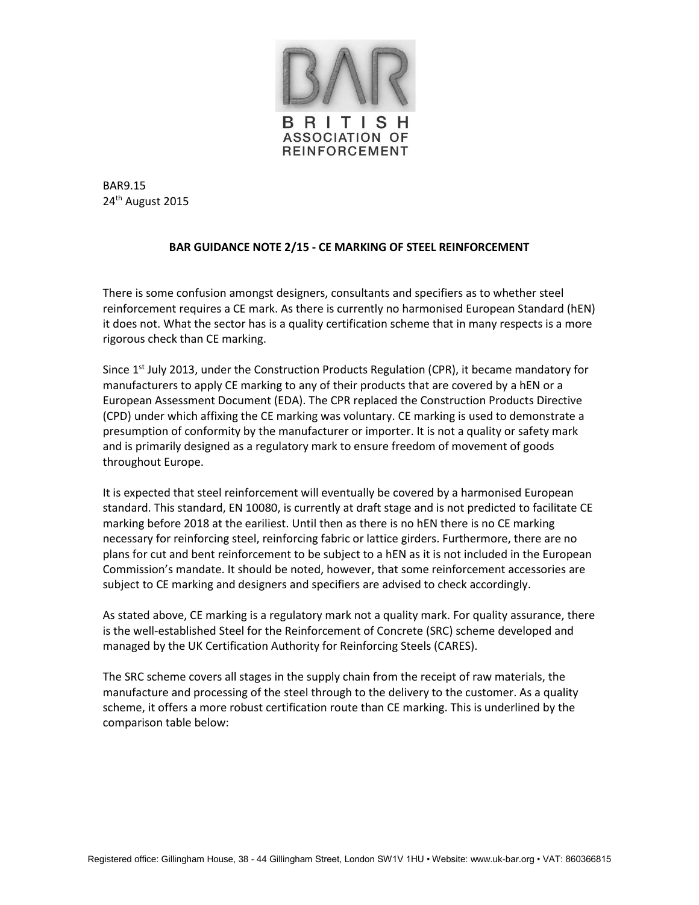BRITISH ASSOCIATION OF REINFORCEMENT

BAR9.15
24th August 2015

**BAR GUIDANCE NOTE 2/15 - CE MARKING OF STEEL REINFORCEMENT**

There is some confusion amongst designers, consultants and specifiers as to whether steel reinforcement requires a CE mark. As there is currently no harmonised European Standard (hEN) it does not. What the sector has is a quality certification scheme that in many respects is a more rigorous check than CE marking.

Since 1st July 2013, under the Construction Products Regulation (CPR), it became mandatory for manufacturers to apply CE marking to any of their products that are covered by a hEN or a European Assessment Document (EDA). The CPR replaced the Construction Products Directive (CPD) under which affixing the CE marking was voluntary. CE marking is used to demonstrate a presumption of conformity by the manufacturer or importer. It is not a quality or safety mark and is primarily designed as a regulatory mark to ensure freedom of movement of goods throughout Europe.

It is expected that steel reinforcement will eventually be covered by a harmonised European standard. This standard, EN 10080, is currently at draft stage and is not predicted to facilitate CE marking before 2018 at the eariliest. Until then as there is no hEN there is no CE marking necessary for reinforcing steel, reinforcing fabric or lattice girders. Furthermore, there are no plans for cut and bent reinforcement to be subject to a hEN as it is not included in the European Commission's mandate. It should be noted, however, that some reinforcement accessories are subject to CE marking and designers and specifiers are advised to check accordingly.

As stated above, CE marking is a regulatory mark not a quality mark. For quality assurance, there is the well-established Steel for the Reinforcement of Concrete (SRC) scheme developed and managed by the UK Certification Authority for Reinforcing Steels (CARES).

The SRC scheme covers all stages in the supply chain from the receipt of raw materials, the manufacture and processing of the steel through to the delivery to the customer. As a quality scheme, it offers a more robust certification route than CE marking. This is underlined by the comparison table below: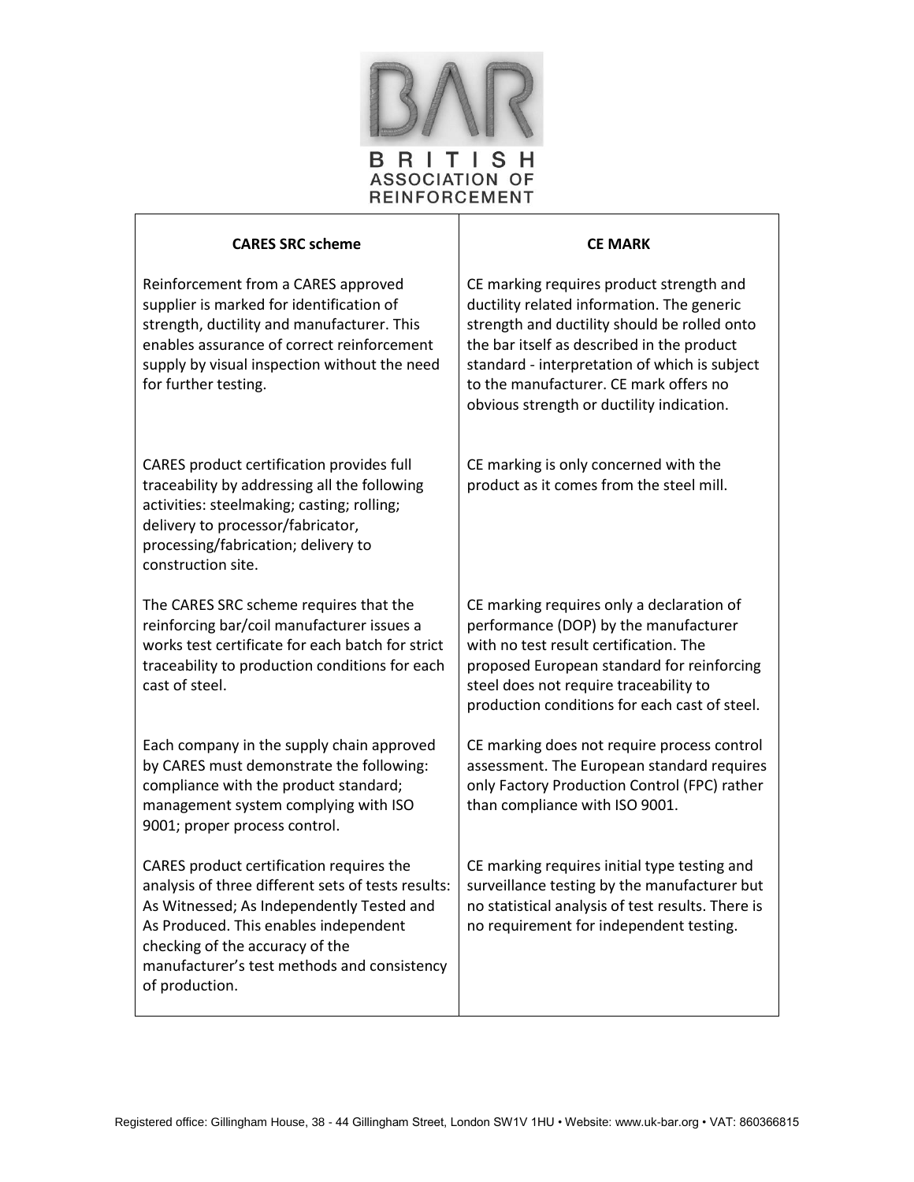| CARES SRC scheme | CE MARK |
|---|---|
| Reinforcement from a CARES approved supplier is marked for identification of strength, ductility and manufacturer. This enables assurance of correct reinforcement supply by visual inspection without the need for further testing. | CE marking requires product strength and ductility related information. The generic strength and ductility should be rolled onto the bar itself as described in the product standard - interpretation of which is subject to the manufacturer. CE mark offers no obvious strength or ductility indication. |
| CARES product certification provides full traceability by addressing all the following activities: steelmaking; casting; rolling; delivery to processor/fabricator, processing/fabrication; delivery to construction site. | CE marking is only concerned with the product as it comes from the steel mill. |
| The CARES SRC scheme requires that the reinforcing bar/coil manufacturer issues a works test certificate for each batch for strict traceability to production conditions for each cast of steel. | CE marking requires only a declaration of performance (DOP) by the manufacturer with no test result certification. The proposed European standard for reinforcing steel does not require traceability to production conditions for each cast of steel. |
| Each company in the supply chain approved by CARES must demonstrate the following: compliance with the product standard; management system complying with ISO 9001; proper process control. | CE marking does not require process control assessment. The European standard requires only Factory Production Control (FPC) rather than compliance with ISO 9001. |
| CARES product certification requires the analysis of three different sets of tests results: As Witnessed; As Independently Tested and As Produced. This enables independent checking of the accuracy of the manufacturer's test methods and consistency of production. | CE marking requires initial type testing and surveillance testing by the manufacturer but no statistical analysis of test results. There is no requirement for independent testing. |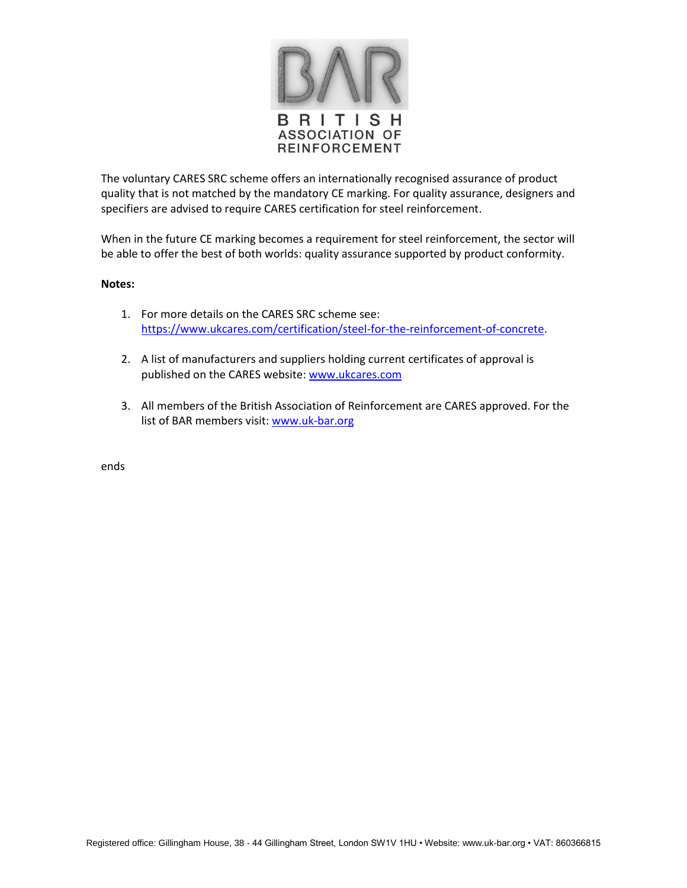BRITISH ASSOCIATION OF REINFORCEMENT

The voluntary CARES SRC scheme offers an internationally recognised assurance of product quality that is not matched by the mandatory CE marking. For quality assurance, designers and specifiers are advised to require CARES certification for steel reinforcement.

When in the future CE marking becomes a requirement for steel reinforcement, the sector will be able to offer the best of both worlds: quality assurance supported by product conformity.

**Notes:**

1. For more details on the CARES SRC scheme see: https://www.ukcares.com/certification/steel-for-the-reinforcement-of-concrete.

2. A list of manufacturers and suppliers holding current certificates of approval is published on the CARES website: www.ukcares.com

3. All members of the British Association of Reinforcement are CARES approved. For the list of BAR members visit: www.uk-bar.org

ends

Registered office: Gillingham House, 38 - 44 Gillingham Street, London SW1V 1HU • Website: www.uk-bar.org • VAT: 860366815